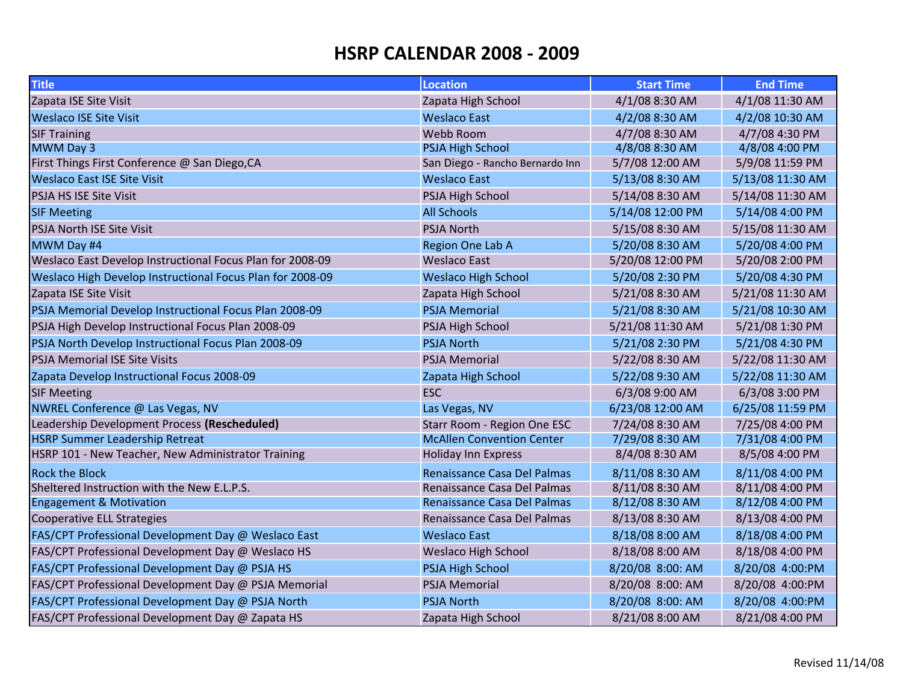# HSRP CALENDAR 2008 - 2009

| Title | Location | Start Time | End Time |
|---|---|---|---|
| Zapata ISE Site Visit | Zapata High School | 4/1/08 8:30 AM | 4/1/08 11:30 AM |
| Weslaco ISE Site Visit | Weslaco East | 4/2/08 8:30 AM | 4/2/08 10:30 AM |
| SIF Training | Webb Room | 4/7/08 8:30 AM | 4/7/08 4:30 PM |
| MWM Day 3 | PSJA High School | 4/8/08 8:30 AM | 4/8/08 4:00 PM |
| First Things First Conference @ San Diego,CA | San Diego - Rancho Bernardo Inn | 5/7/08 12:00 AM | 5/9/08 11:59 PM |
| Weslaco East ISE Site Visit | Weslaco East | 5/13/08 8:30 AM | 5/13/08 11:30 AM |
| PSJA HS ISE Site Visit | PSJA High School | 5/14/08 8:30 AM | 5/14/08 11:30 AM |
| SIF Meeting | All Schools | 5/14/08 12:00 PM | 5/14/08 4:00 PM |
| PSJA North ISE Site Visit | PSJA North | 5/15/08 8:30 AM | 5/15/08 11:30 AM |
| MWM Day #4 | Region One Lab A | 5/20/08 8:30 AM | 5/20/08 4:00 PM |
| Weslaco East Develop Instructional Focus Plan for 2008-09 | Weslaco East | 5/20/08 12:00 PM | 5/20/08 2:00 PM |
| Weslaco High Develop Instructional Focus Plan for 2008-09 | Weslaco High School | 5/20/08 2:30 PM | 5/20/08 4:30 PM |
| Zapata ISE Site Visit | Zapata High School | 5/21/08 8:30 AM | 5/21/08 11:30 AM |
| PSJA Memorial Develop Instructional Focus Plan 2008-09 | PSJA Memorial | 5/21/08 8:30 AM | 5/21/08 10:30 AM |
| PSJA High Develop Instructional Focus Plan 2008-09 | PSJA High School | 5/21/08 11:30 AM | 5/21/08 1:30 PM |
| PSJA North Develop Instructional Focus Plan 2008-09 | PSJA North | 5/21/08 2:30 PM | 5/21/08 4:30 PM |
| PSJA Memorial ISE Site Visits | PSJA Memorial | 5/22/08 8:30 AM | 5/22/08 11:30 AM |
| Zapata Develop Instructional Focus 2008-09 | Zapata High School | 5/22/08 9:30 AM | 5/22/08 11:30 AM |
| SIF Meeting | ESC | 6/3/08 9:00 AM | 6/3/08 3:00 PM |
| NWREL Conference @ Las Vegas, NV | Las Vegas, NV | 6/23/08 12:00 AM | 6/25/08 11:59 PM |
| Leadership Development Process **(Rescheduled)** | Starr Room - Region One ESC | 7/24/08 8:30 AM | 7/25/08 4:00 PM |
| HSRP Summer Leadership Retreat | McAllen Convention Center | 7/29/08 8:30 AM | 7/31/08 4:00 PM |
| HSRP 101 - New Teacher, New Administrator Training | Holiday Inn Express | 8/4/08 8:30 AM | 8/5/08 4:00 PM |
| Rock the Block | Renaissance Casa Del Palmas | 8/11/08 8:30 AM | 8/11/08 4:00 PM |
| Sheltered Instruction with the New E.L.P.S. | Renaissance Casa Del Palmas | 8/11/08 8:30 AM | 8/11/08 4:00 PM |
| Engagement & Motivation | Renaissance Casa Del Palmas | 8/12/08 8:30 AM | 8/12/08 4:00 PM |
| Cooperative ELL Strategies | Renaissance Casa Del Palmas | 8/13/08 8:30 AM | 8/13/08 4:00 PM |
| FAS/CPT Professional Development Day @ Weslaco East | Weslaco East | 8/18/08 8:00 AM | 8/18/08 4:00 PM |
| FAS/CPT Professional Development Day @ Weslaco HS | Weslaco High School | 8/18/08 8:00 AM | 8/18/08 4:00 PM |
| FAS/CPT Professional Development Day @ PSJA HS | PSJA High School | 8/20/08 8:00: AM | 8/20/08 4:00:PM |
| FAS/CPT Professional Development Day @ PSJA Memorial | PSJA Memorial | 8/20/08 8:00: AM | 8/20/08 4:00:PM |
| FAS/CPT Professional Development Day @ PSJA North | PSJA North | 8/20/08 8:00: AM | 8/20/08 4:00:PM |
| FAS/CPT Professional Development Day @ Zapata HS | Zapata High School | 8/21/08 8:00 AM | 8/21/08 4:00 PM |

Revised 11/14/08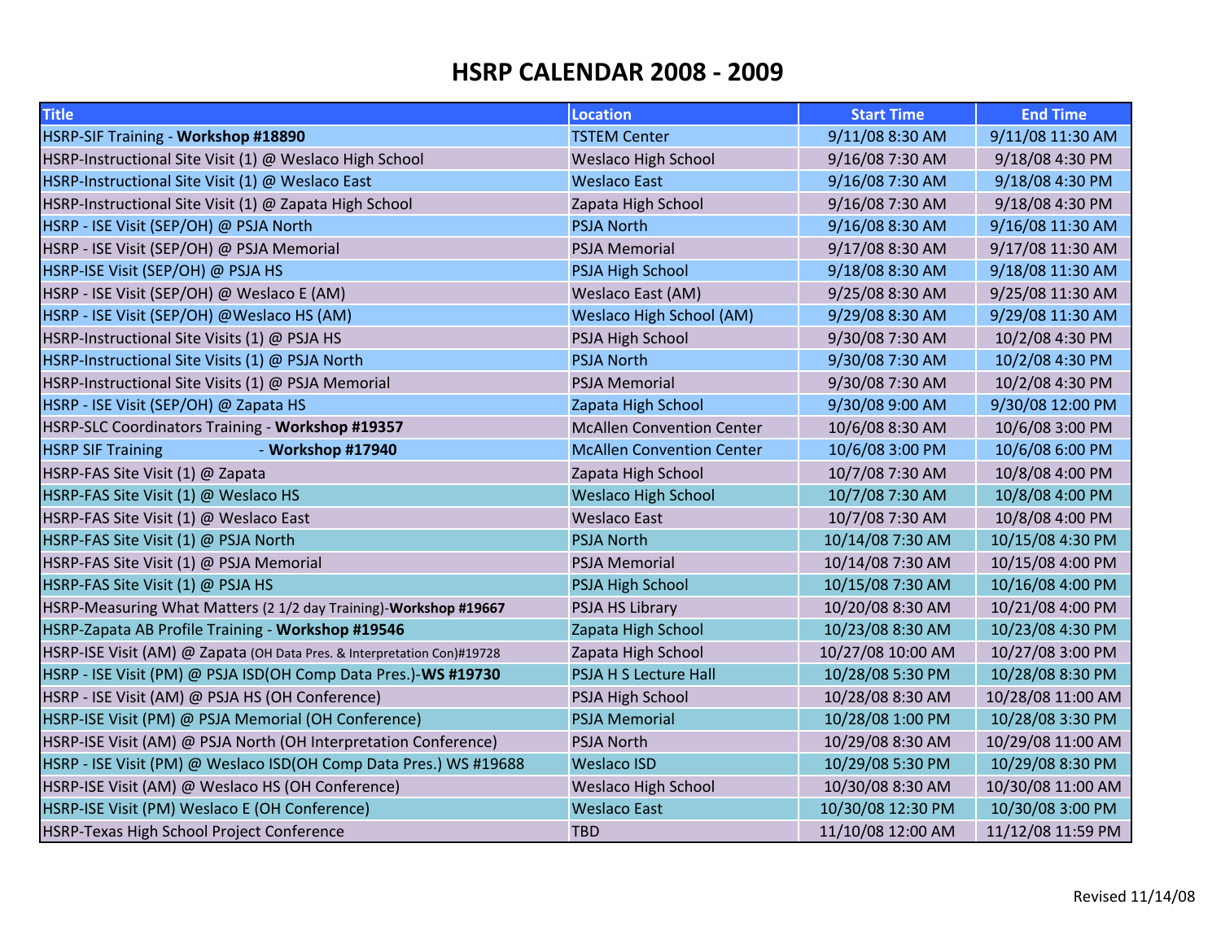# HSRP CALENDAR 2008 - 2009

| Title | Location | Start Time | End Time |
|---|---|---|---|
| HSRP-SIF Training - **Workshop #18890** | TSTEM Center | 9/11/08 8:30 AM | 9/11/08 11:30 AM |
| HSRP-Instructional Site Visit (1) @ Weslaco High School | Weslaco High School | 9/16/08 7:30 AM | 9/18/08 4:30 PM |
| HSRP-Instructional Site Visit (1) @ Weslaco East | Weslaco East | 9/16/08 7:30 AM | 9/18/08 4:30 PM |
| HSRP-Instructional Site Visit (1) @ Zapata High School | Zapata High School | 9/16/08 7:30 AM | 9/18/08 4:30 PM |
| HSRP - ISE Visit (SEP/OH) @ PSJA North | PSJA North | 9/16/08 8:30 AM | 9/16/08 11:30 AM |
| HSRP - ISE Visit (SEP/OH) @ PSJA Memorial | PSJA Memorial | 9/17/08 8:30 AM | 9/17/08 11:30 AM |
| HSRP-ISE Visit (SEP/OH) @ PSJA HS | PSJA High School | 9/18/08 8:30 AM | 9/18/08 11:30 AM |
| HSRP - ISE Visit (SEP/OH) @ Weslaco E (AM) | Weslaco East (AM) | 9/25/08 8:30 AM | 9/25/08 11:30 AM |
| HSRP - ISE Visit (SEP/OH) @Weslaco HS (AM) | Weslaco High School (AM) | 9/29/08 8:30 AM | 9/29/08 11:30 AM |
| HSRP-Instructional Site Visits (1) @ PSJA HS | PSJA High School | 9/30/08 7:30 AM | 10/2/08 4:30 PM |
| HSRP-Instructional Site Visits (1) @ PSJA North | PSJA North | 9/30/08 7:30 AM | 10/2/08 4:30 PM |
| HSRP-Instructional Site Visits (1) @ PSJA Memorial | PSJA Memorial | 9/30/08 7:30 AM | 10/2/08 4:30 PM |
| HSRP - ISE Visit (SEP/OH) @ Zapata HS | Zapata High School | 9/30/08 9:00 AM | 9/30/08 12:00 PM |
| HSRP-SLC Coordinators Training - **Workshop #19357** | McAllen Convention Center | 10/6/08 8:30 AM | 10/6/08 3:00 PM |
| HSRP SIF Training - **Workshop #17940** | McAllen Convention Center | 10/6/08 3:00 PM | 10/6/08 6:00 PM |
| HSRP-FAS Site Visit (1) @ Zapata | Zapata High School | 10/7/08 7:30 AM | 10/8/08 4:00 PM |
| HSRP-FAS Site Visit (1) @ Weslaco HS | Weslaco High School | 10/7/08 7:30 AM | 10/8/08 4:00 PM |
| HSRP-FAS Site Visit (1) @ Weslaco East | Weslaco East | 10/7/08 7:30 AM | 10/8/08 4:00 PM |
| HSRP-FAS Site Visit (1) @ PSJA North | PSJA North | 10/14/08 7:30 AM | 10/15/08 4:30 PM |
| HSRP-FAS Site Visit (1) @ PSJA Memorial | PSJA Memorial | 10/14/08 7:30 AM | 10/15/08 4:00 PM |
| HSRP-FAS Site Visit (1) @ PSJA HS | PSJA High School | 10/15/08 7:30 AM | 10/16/08 4:00 PM |
| HSRP-Measuring What Matters (2 1/2 day Training)-**Workshop #19667** | PSJA HS Library | 10/20/08 8:30 AM | 10/21/08 4:00 PM |
| HSRP-Zapata AB Profile Training - **Workshop #19546** | Zapata High School | 10/23/08 8:30 AM | 10/23/08 4:30 PM |
| HSRP-ISE Visit (AM) @ Zapata (OH Data Pres. & Interpretation Con)#19728 | Zapata High School | 10/27/08 10:00 AM | 10/27/08 3:00 PM |
| HSRP - ISE Visit (PM) @ PSJA ISD(OH Comp Data Pres.)-**WS #19730** | PSJA H S Lecture Hall | 10/28/08 5:30 PM | 10/28/08 8:30 PM |
| HSRP - ISE Visit (AM) @ PSJA HS (OH Conference) | PSJA High School | 10/28/08 8:30 AM | 10/28/08 11:00 AM |
| HSRP-ISE Visit (PM) @ PSJA Memorial (OH Conference) | PSJA Memorial | 10/28/08 1:00 PM | 10/28/08 3:30 PM |
| HSRP-ISE Visit (AM) @ PSJA North (OH Interpretation Conference) | PSJA North | 10/29/08 8:30 AM | 10/29/08 11:00 AM |
| HSRP - ISE Visit (PM) @ Weslaco ISD(OH Comp Data Pres.) WS #19688 | Weslaco ISD | 10/29/08 5:30 PM | 10/29/08 8:30 PM |
| HSRP-ISE Visit (AM) @ Weslaco HS (OH Conference) | Weslaco High School | 10/30/08 8:30 AM | 10/30/08 11:00 AM |
| HSRP-ISE Visit (PM) Weslaco E (OH Conference) | Weslaco East | 10/30/08 12:30 PM | 10/30/08 3:00 PM |
| HSRP-Texas High School Project Conference | TBD | 11/10/08 12:00 AM | 11/12/08 11:59 PM |

Revised 11/14/08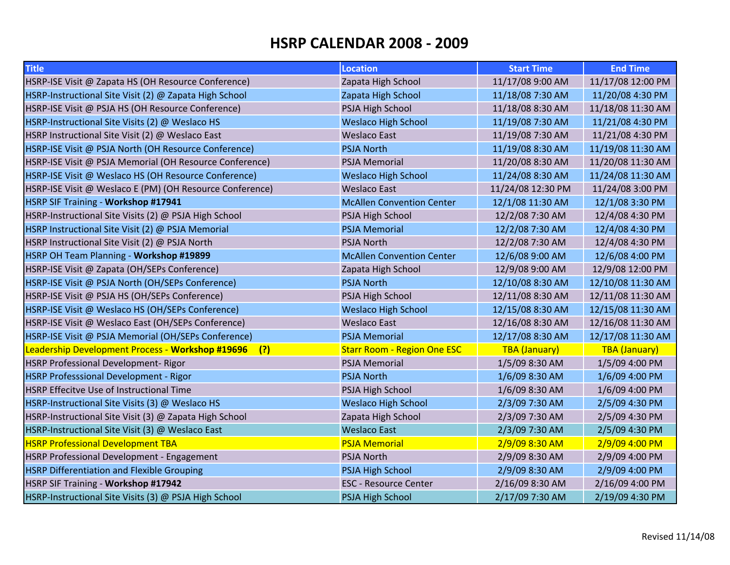# HSRP CALENDAR 2008 - 2009

| Title | Location | Start Time | End Time |
|---|---|---|---|
| HSRP-ISE Visit @ Zapata HS (OH Resource Conference) | Zapata High School | 11/17/08 9:00 AM | 11/17/08 12:00 PM |
| HSRP-Instructional Site Visit (2) @ Zapata High School | Zapata High School | 11/18/08 7:30 AM | 11/20/08 4:30 PM |
| HSRP-ISE Visit @ PSJA HS (OH Resource Conference) | PSJA High School | 11/18/08 8:30 AM | 11/18/08 11:30 AM |
| HSRP-Instructional Site Visits (2) @ Weslaco HS | Weslaco High School | 11/19/08 7:30 AM | 11/21/08 4:30 PM |
| HSRP Instructional Site Visit (2) @ Weslaco East | Weslaco East | 11/19/08 7:30 AM | 11/21/08 4:30 PM |
| HSRP-ISE Visit @ PSJA North (OH Resource Conference) | PSJA North | 11/19/08 8:30 AM | 11/19/08 11:30 AM |
| HSRP-ISE Visit @ PSJA Memorial (OH Resource Conference) | PSJA Memorial | 11/20/08 8:30 AM | 11/20/08 11:30 AM |
| HSRP-ISE Visit @ Weslaco HS (OH Resource Conference) | Weslaco High School | 11/24/08 8:30 AM | 11/24/08 11:30 AM |
| HSRP-ISE Visit @ Weslaco E (PM) (OH Resource Conference) | Weslaco East | 11/24/08 12:30 PM | 11/24/08 3:00 PM |
| HSRP SIF Training - **Workshop #17941** | McAllen Convention Center | 12/1/08 11:30 AM | 12/1/08 3:30 PM |
| HSRP-Instructional Site Visits (2) @ PSJA High School | PSJA High School | 12/2/08 7:30 AM | 12/4/08 4:30 PM |
| HSRP Instructional Site Visit (2) @ PSJA Memorial | PSJA Memorial | 12/2/08 7:30 AM | 12/4/08 4:30 PM |
| HSRP Instructional Site Visit (2) @ PSJA North | PSJA North | 12/2/08 7:30 AM | 12/4/08 4:30 PM |
| HSRP OH Team Planning - **Workshop #19899** | McAllen Convention Center | 12/6/08 9:00 AM | 12/6/08 4:00 PM |
| HSRP-ISE Visit @ Zapata (OH/SEPs Conference) | Zapata High School | 12/9/08 9:00 AM | 12/9/08 12:00 PM |
| HSRP-ISE Visit @ PSJA North (OH/SEPs Conference) | PSJA North | 12/10/08 8:30 AM | 12/10/08 11:30 AM |
| HSRP-ISE Visit @ PSJA HS (OH/SEPs Conference) | PSJA High School | 12/11/08 8:30 AM | 12/11/08 11:30 AM |
| HSRP-ISE Visit @ Weslaco HS (OH/SEPs Conference) | Weslaco High School | 12/15/08 8:30 AM | 12/15/08 11:30 AM |
| HSRP-ISE Visit @ Weslaco East (OH/SEPs Conference) | Weslaco East | 12/16/08 8:30 AM | 12/16/08 11:30 AM |
| HSRP-ISE Visit @ PSJA Memorial (OH/SEPs Conference) | PSJA Memorial | 12/17/08 8:30 AM | 12/17/08 11:30 AM |
| Leadership Development Process - **Workshop #19696 (?)** | Starr Room - Region One ESC | TBA (January) | TBA (January) |
| HSRP Professional Development- Rigor | PSJA Memorial | 1/5/09 8:30 AM | 1/5/09 4:00 PM |
| HSRP Professsional Development - Rigor | PSJA North | 1/6/09 8:30 AM | 1/6/09 4:00 PM |
| HSRP Effecitve Use of Instructional Time | PSJA High School | 1/6/09 8:30 AM | 1/6/09 4:00 PM |
| HSRP-Instructional Site Visits (3) @ Weslaco HS | Weslaco High School | 2/3/09 7:30 AM | 2/5/09 4:30 PM |
| HSRP-Instructional Site Visit (3) @ Zapata High School | Zapata High School | 2/3/09 7:30 AM | 2/5/09 4:30 PM |
| HSRP-Instructional Site Visit (3) @ Weslaco East | Weslaco East | 2/3/09 7:30 AM | 2/5/09 4:30 PM |
| HSRP Professional Development TBA | PSJA Memorial | 2/9/09 8:30 AM | 2/9/09 4:00 PM |
| HSRP Professional Development - Engagement | PSJA North | 2/9/09 8:30 AM | 2/9/09 4:00 PM |
| HSRP Differentiation and Flexible Grouping | PSJA High School | 2/9/09 8:30 AM | 2/9/09 4:00 PM |
| HSRP SIF Training - **Workshop #17942** | ESC - Resource Center | 2/16/09 8:30 AM | 2/16/09 4:00 PM |
| HSRP-Instructional Site Visits (3) @ PSJA High School | PSJA High School | 2/17/09 7:30 AM | 2/19/09 4:30 PM |

Revised 11/14/08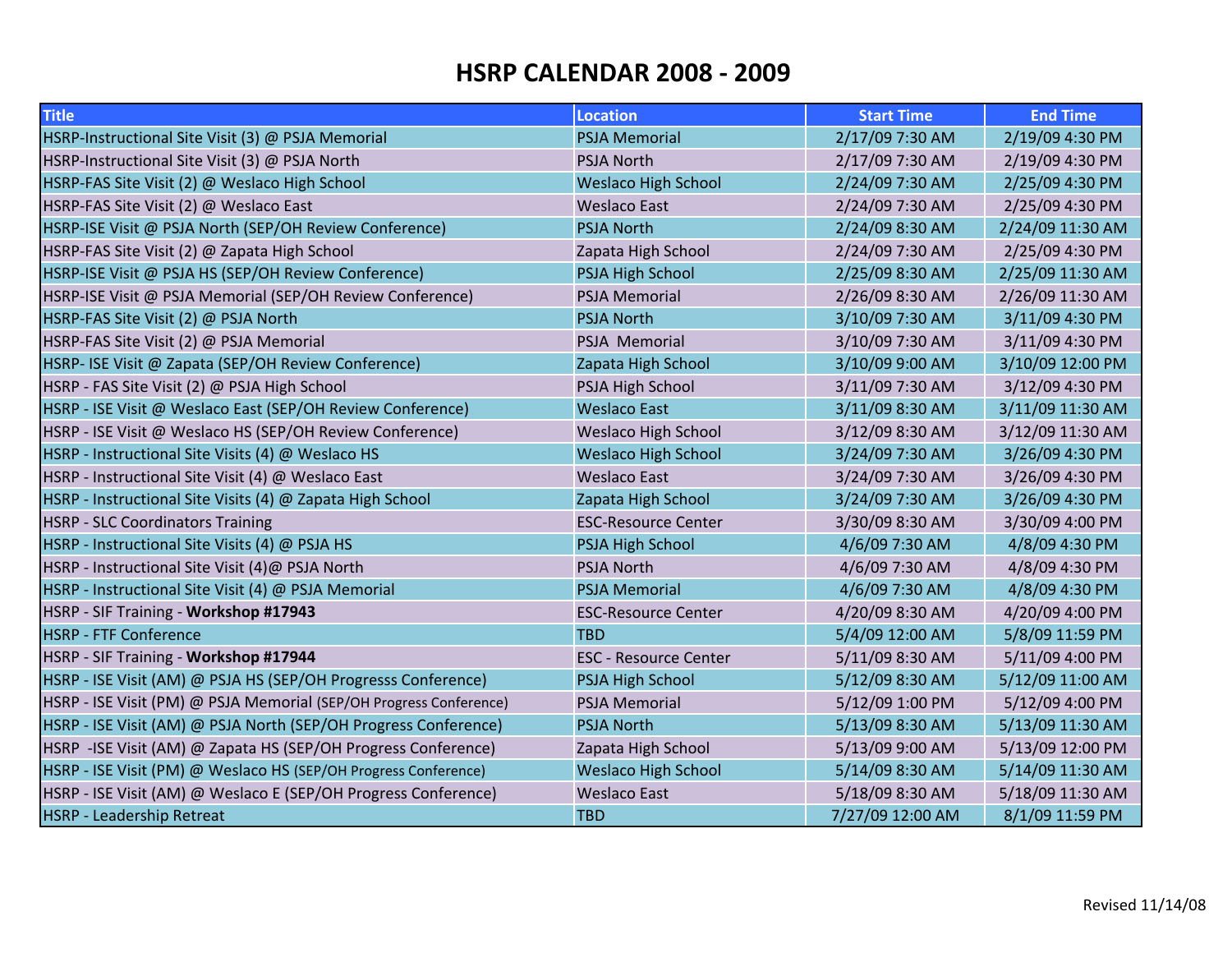# HSRP CALENDAR 2008 - 2009

| Title | Location | Start Time | End Time |
|---|---|---|---|
| HSRP-Instructional Site Visit (3) @ PSJA Memorial | PSJA Memorial | 2/17/09 7:30 AM | 2/19/09 4:30 PM |
| HSRP-Instructional Site Visit (3) @ PSJA North | PSJA North | 2/17/09 7:30 AM | 2/19/09 4:30 PM |
| HSRP-FAS Site Visit (2) @ Weslaco High School | Weslaco High School | 2/24/09 7:30 AM | 2/25/09 4:30 PM |
| HSRP-FAS Site Visit (2) @ Weslaco East | Weslaco East | 2/24/09 7:30 AM | 2/25/09 4:30 PM |
| HSRP-ISE Visit @ PSJA North (SEP/OH Review Conference) | PSJA North | 2/24/09 8:30 AM | 2/24/09 11:30 AM |
| HSRP-FAS Site Visit (2) @ Zapata High School | Zapata High School | 2/24/09 7:30 AM | 2/25/09 4:30 PM |
| HSRP-ISE Visit @ PSJA HS (SEP/OH Review Conference) | PSJA High School | 2/25/09 8:30 AM | 2/25/09 11:30 AM |
| HSRP-ISE Visit @ PSJA Memorial (SEP/OH Review Conference) | PSJA Memorial | 2/26/09 8:30 AM | 2/26/09 11:30 AM |
| HSRP-FAS Site Visit (2) @ PSJA North | PSJA North | 3/10/09 7:30 AM | 3/11/09 4:30 PM |
| HSRP-FAS Site Visit (2) @ PSJA Memorial | PSJA Memorial | 3/10/09 7:30 AM | 3/11/09 4:30 PM |
| HSRP- ISE Visit @ Zapata (SEP/OH Review Conference) | Zapata High School | 3/10/09 9:00 AM | 3/10/09 12:00 PM |
| HSRP - FAS Site Visit (2) @ PSJA High School | PSJA High School | 3/11/09 7:30 AM | 3/12/09 4:30 PM |
| HSRP - ISE Visit @ Weslaco East (SEP/OH Review Conference) | Weslaco East | 3/11/09 8:30 AM | 3/11/09 11:30 AM |
| HSRP - ISE Visit @ Weslaco HS (SEP/OH Review Conference) | Weslaco High School | 3/12/09 8:30 AM | 3/12/09 11:30 AM |
| HSRP - Instructional Site Visits (4) @ Weslaco HS | Weslaco High School | 3/24/09 7:30 AM | 3/26/09 4:30 PM |
| HSRP - Instructional Site Visit (4) @ Weslaco East | Weslaco East | 3/24/09 7:30 AM | 3/26/09 4:30 PM |
| HSRP - Instructional Site Visits (4) @ Zapata High School | Zapata High School | 3/24/09 7:30 AM | 3/26/09 4:30 PM |
| HSRP - SLC Coordinators Training | ESC-Resource Center | 3/30/09 8:30 AM | 3/30/09 4:00 PM |
| HSRP - Instructional Site Visits (4) @ PSJA HS | PSJA High School | 4/6/09 7:30 AM | 4/8/09 4:30 PM |
| HSRP - Instructional Site Visit (4)@ PSJA North | PSJA North | 4/6/09 7:30 AM | 4/8/09 4:30 PM |
| HSRP - Instructional Site Visit (4) @ PSJA Memorial | PSJA Memorial | 4/6/09 7:30 AM | 4/8/09 4:30 PM |
| HSRP - SIF Training - **Workshop #17943** | ESC-Resource Center | 4/20/09 8:30 AM | 4/20/09 4:00 PM |
| HSRP - FTF Conference | TBD | 5/4/09 12:00 AM | 5/8/09 11:59 PM |
| HSRP - SIF Training - **Workshop #17944** | ESC - Resource Center | 5/11/09 8:30 AM | 5/11/09 4:00 PM |
| HSRP - ISE Visit (AM) @ PSJA HS (SEP/OH Progresss Conference) | PSJA High School | 5/12/09 8:30 AM | 5/12/09 11:00 AM |
| HSRP - ISE Visit (PM) @ PSJA Memorial (SEP/OH Progress Conference) | PSJA Memorial | 5/12/09 1:00 PM | 5/12/09 4:00 PM |
| HSRP - ISE Visit (AM) @ PSJA North (SEP/OH Progress Conference) | PSJA North | 5/13/09 8:30 AM | 5/13/09 11:30 AM |
| HSRP -ISE Visit (AM) @ Zapata HS (SEP/OH Progress Conference) | Zapata High School | 5/13/09 9:00 AM | 5/13/09 12:00 PM |
| HSRP - ISE Visit (PM) @ Weslaco HS (SEP/OH Progress Conference) | Weslaco High School | 5/14/09 8:30 AM | 5/14/09 11:30 AM |
| HSRP - ISE Visit (AM) @ Weslaco E (SEP/OH Progress Conference) | Weslaco East | 5/18/09 8:30 AM | 5/18/09 11:30 AM |
| HSRP - Leadership Retreat | TBD | 7/27/09 12:00 AM | 8/1/09 11:59 PM |

Revised 11/14/08